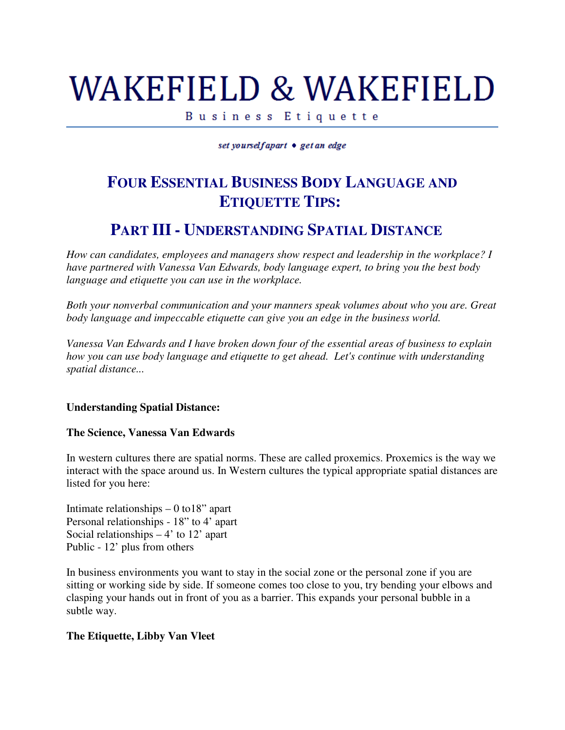# WAKEFIELD & WAKEFIELD

Business Etiquette

*set yourself apart ♦ get an edge*

## FOUR ESSENTIAL BUSINESS BODY LANGUAGE AND ETIQUETTE TIPS:

## PART III - UNDERSTANDING SPATIAL DISTANCE

*How can candidates, employees and managers show respect and leadership in the workplace? I have partnered with Vanessa Van Edwards, body language expert, to bring you the best body language and etiquette you can use in the workplace.*

*Both your nonverbal communication and your manners speak volumes about who you are. Great body language and impeccable etiquette can give you an edge in the business world.*

*Vanessa Van Edwards and I have broken down four of the essential areas of business to explain how you can use body language and etiquette to get ahead. Let's continue with understanding spatial distance...*

**Understanding Spatial Distance:**

**The Science, Vanessa Van Edwards**

In western cultures there are spatial norms. These are called proxemics. Proxemics is the way we interact with the space around us. In Western cultures the typical appropriate spatial distances are listed for you here:

Intimate relationships – 0 to18" apart
Personal relationships - 18" to 4' apart
Social relationships – 4' to 12' apart
Public - 12' plus from others

In business environments you want to stay in the social zone or the personal zone if you are sitting or working side by side. If someone comes too close to you, try bending your elbows and clasping your hands out in front of you as a barrier. This expands your personal bubble in a subtle way.

**The Etiquette, Libby Van Vleet**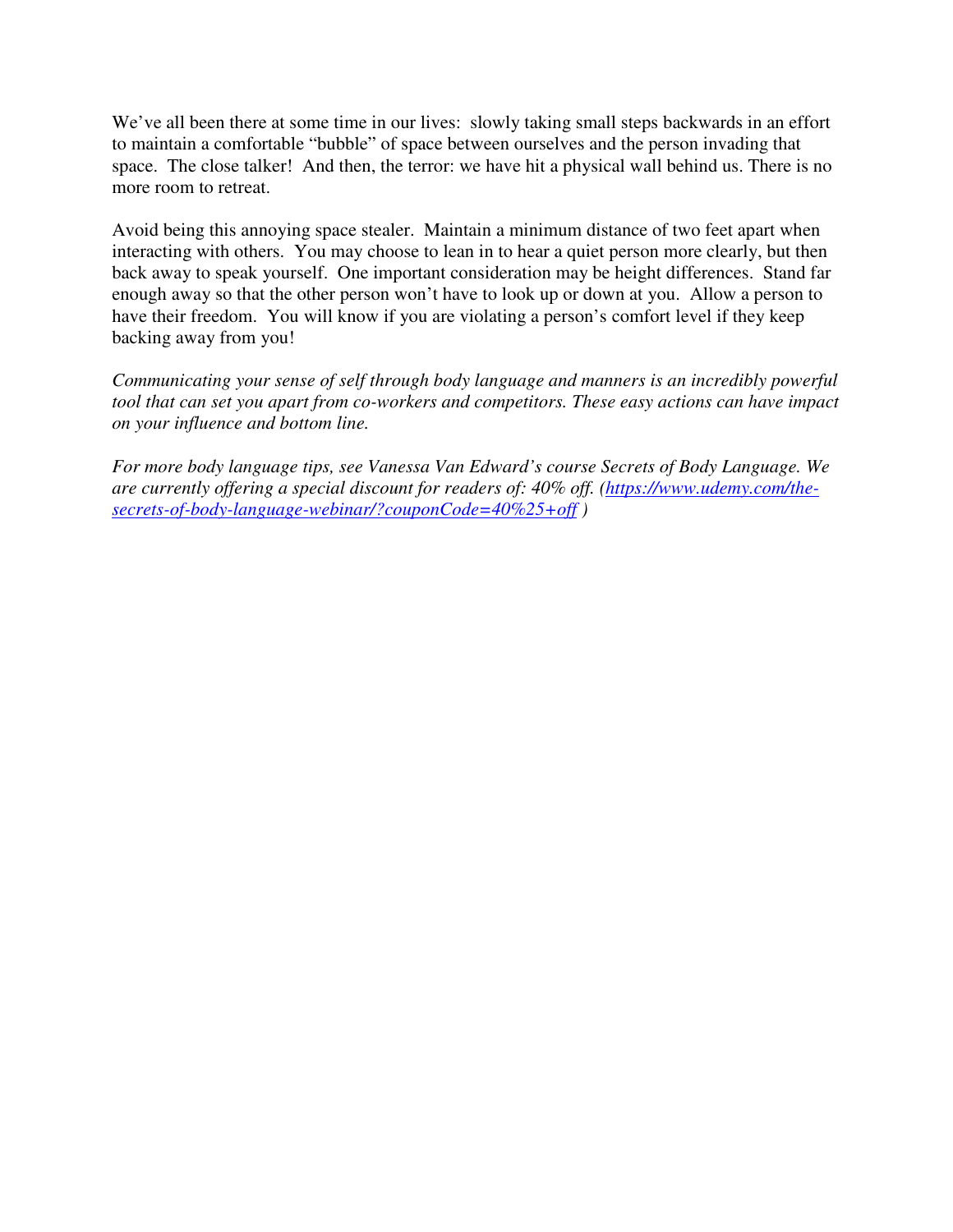We've all been there at some time in our lives: slowly taking small steps backwards in an effort to maintain a comfortable "bubble" of space between ourselves and the person invading that space. The close talker! And then, the terror: we have hit a physical wall behind us. There is no more room to retreat.

Avoid being this annoying space stealer. Maintain a minimum distance of two feet apart when interacting with others. You may choose to lean in to hear a quiet person more clearly, but then back away to speak yourself. One important consideration may be height differences. Stand far enough away so that the other person won't have to look up or down at you. Allow a person to have their freedom. You will know if you are violating a person's comfort level if they keep backing away from you!

*Communicating your sense of self through body language and manners is an incredibly powerful tool that can set you apart from co-workers and competitors. These easy actions can have impact on your influence and bottom line.*

*For more body language tips, see Vanessa Van Edward's course Secrets of Body Language. We are currently offering a special discount for readers of: 40% off. ([https://www.udemy.com/the-secrets-of-body-language-webinar/?couponCode=40%25+off](https://www.udemy.com/the-secrets-of-body-language-webinar/?couponCode=40%25+off) )*